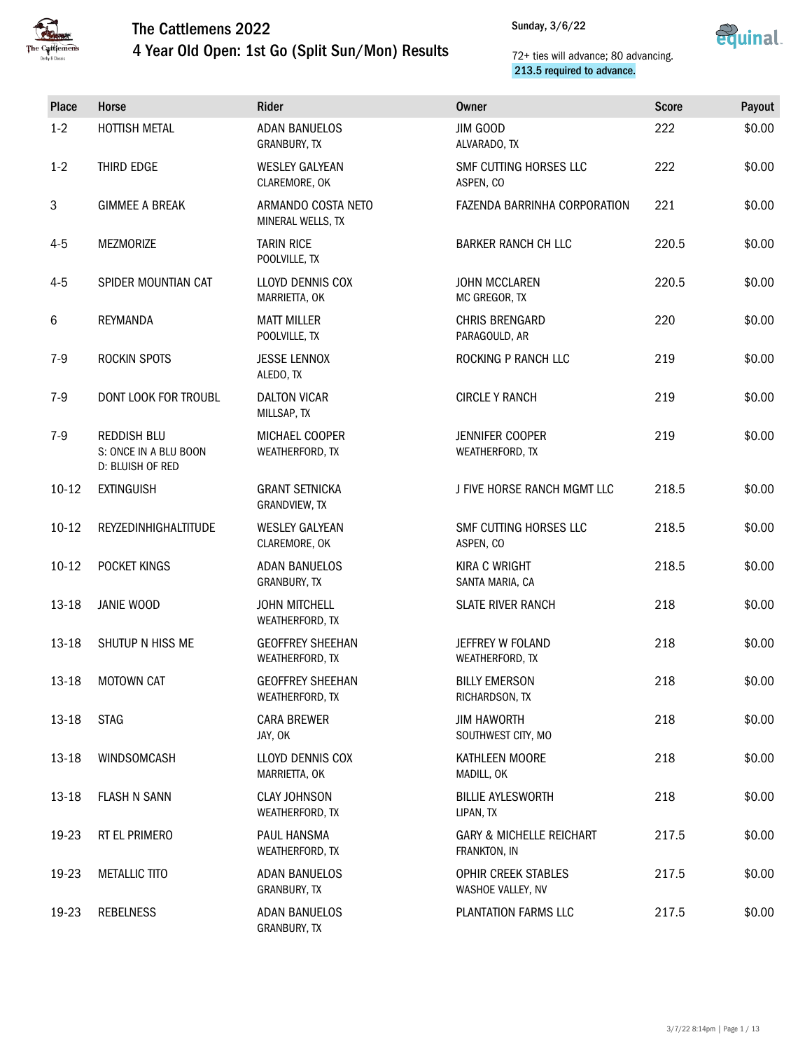# The Cattlemens 2022
## 4 Year Old Open: 1st Go (Split Sun/Mon) Results

Sunday, 3/6/22

72+ ties will advance; 80 advancing.
213.5 required to advance.

| Place | Horse | Rider | Owner | Score | Payout |
|---|---|---|---|---|---|
| 1-2 | HOTTISH METAL | ADAN BANUELOS<br>GRANBURY, TX | JIM GOOD<br>ALVARADO, TX | 222 | $0.00 |
| 1-2 | THIRD EDGE | WESLEY GALYEAN<br>CLAREMORE, OK | SMF CUTTING HORSES LLC<br>ASPEN, CO | 222 | $0.00 |
| 3 | GIMMEE A BREAK | ARMANDO COSTA NETO<br>MINERAL WELLS, TX | FAZENDA BARRINHA CORPORATION | 221 | $0.00 |
| 4-5 | MEZMORIZE | TARIN RICE<br>POOLVILLE, TX | BARKER RANCH CH LLC | 220.5 | $0.00 |
| 4-5 | SPIDER MOUNTIAN CAT | LLOYD DENNIS COX<br>MARRIETTA, OK | JOHN MCCLAREN<br>MC GREGOR, TX | 220.5 | $0.00 |
| 6 | REYMANDA | MATT MILLER<br>POOLVILLE, TX | CHRIS BRENGARD<br>PARAGOULD, AR | 220 | $0.00 |
| 7-9 | ROCKIN SPOTS | JESSE LENNOX<br>ALEDO, TX | ROCKING P RANCH LLC | 219 | $0.00 |
| 7-9 | DONT LOOK FOR TROUBL | DALTON VICAR<br>MILLSAP, TX | CIRCLE Y RANCH | 219 | $0.00 |
| 7-9 | REDDISH BLU<br>S: ONCE IN A BLU BOON<br>D: BLUISH OF RED | MICHAEL COOPER<br>WEATHERFORD, TX | JENNIFER COOPER<br>WEATHERFORD, TX | 219 | $0.00 |
| 10-12 | EXTINGUISH | GRANT SETNICKA<br>GRANDVIEW, TX | J FIVE HORSE RANCH MGMT LLC | 218.5 | $0.00 |
| 10-12 | REYZEDINHIGHALTITUDE | WESLEY GALYEAN<br>CLAREMORE, OK | SMF CUTTING HORSES LLC<br>ASPEN, CO | 218.5 | $0.00 |
| 10-12 | POCKET KINGS | ADAN BANUELOS<br>GRANBURY, TX | KIRA C WRIGHT<br>SANTA MARIA, CA | 218.5 | $0.00 |
| 13-18 | JANIE WOOD | JOHN MITCHELL<br>WEATHERFORD, TX | SLATE RIVER RANCH | 218 | $0.00 |
| 13-18 | SHUTUP N HISS ME | GEOFFREY SHEEHAN<br>WEATHERFORD, TX | JEFFREY W FOLAND<br>WEATHERFORD, TX | 218 | $0.00 |
| 13-18 | MOTOWN CAT | GEOFFREY SHEEHAN<br>WEATHERFORD, TX | BILLY EMERSON<br>RICHARDSON, TX | 218 | $0.00 |
| 13-18 | STAG | CARA BREWER<br>JAY, OK | JIM HAWORTH<br>SOUTHWEST CITY, MO | 218 | $0.00 |
| 13-18 | WINDSOMCASH | LLOYD DENNIS COX<br>MARRIETTA, OK | KATHLEEN MOORE<br>MADILL, OK | 218 | $0.00 |
| 13-18 | FLASH N SANN | CLAY JOHNSON<br>WEATHERFORD, TX | BILLIE AYLESWORTH<br>LIPAN, TX | 218 | $0.00 |
| 19-23 | RT EL PRIMERO | PAUL HANSMA<br>WEATHERFORD, TX | GARY & MICHELLE REICHART<br>FRANKTON, IN | 217.5 | $0.00 |
| 19-23 | METALLIC TITO | ADAN BANUELOS<br>GRANBURY, TX | OPHIR CREEK STABLES<br>WASHOE VALLEY, NV | 217.5 | $0.00 |
| 19-23 | REBELNESS | ADAN BANUELOS<br>GRANBURY, TX | PLANTATION FARMS LLC | 217.5 | $0.00 |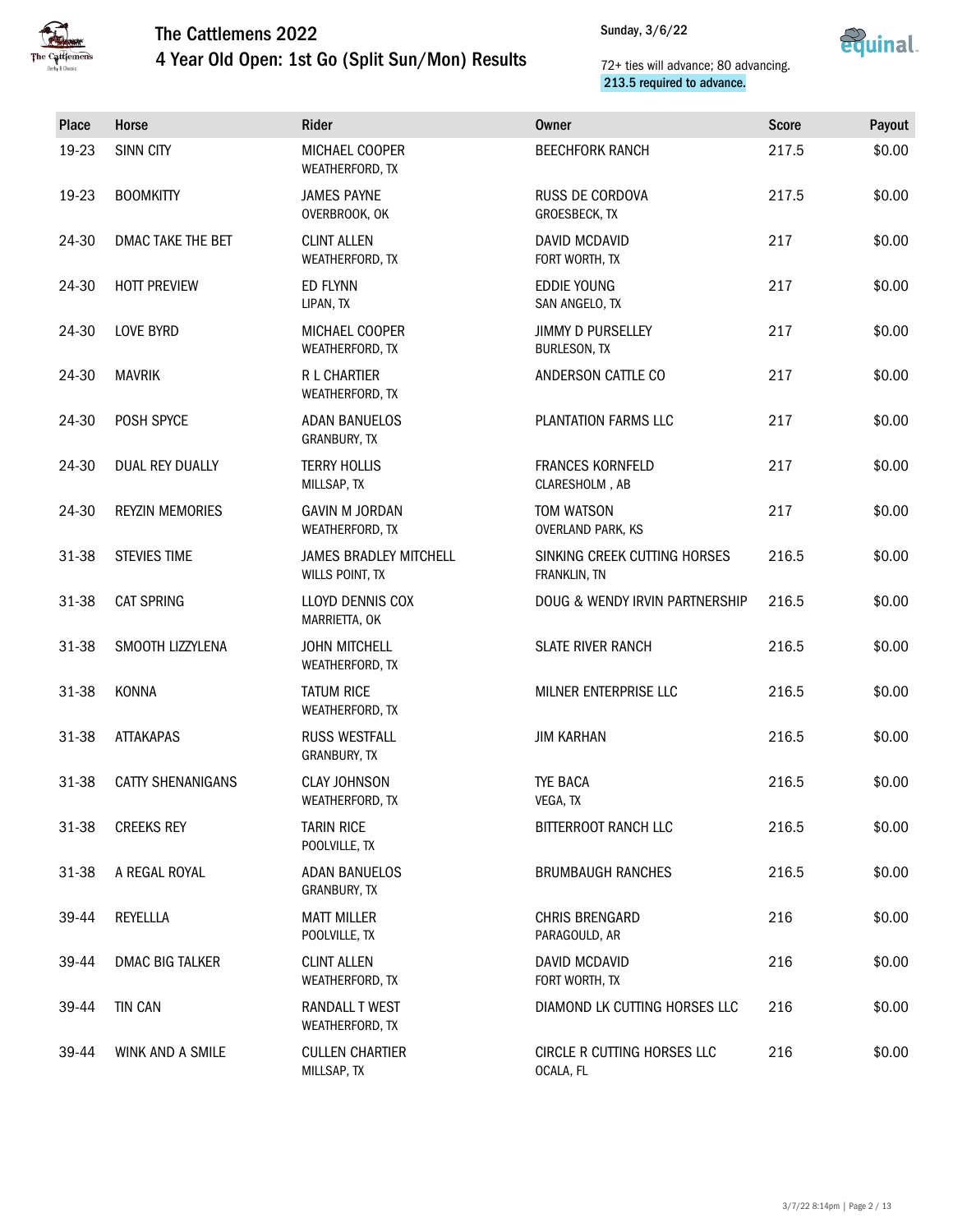# The Cattlemens 2022
## 4 Year Old Open: 1st Go (Split Sun/Mon) Results

Sunday, 3/6/22

72+ ties will advance; 80 advancing.
213.5 required to advance.

| Place | Horse | Rider | Owner | Score | Payout |
|---|---|---|---|---|---|
| 19-23 | SINN CITY | MICHAEL COOPER<br>WEATHERFORD, TX | BEECHFORK RANCH | 217.5 | $0.00 |
| 19-23 | BOOMKITTY | JAMES PAYNE<br>OVERBROOK, OK | RUSS DE CORDOVA<br>GROESBECK, TX | 217.5 | $0.00 |
| 24-30 | DMAC TAKE THE BET | CLINT ALLEN<br>WEATHERFORD, TX | DAVID MCDAVID<br>FORT WORTH, TX | 217 | $0.00 |
| 24-30 | HOTT PREVIEW | ED FLYNN<br>LIPAN, TX | EDDIE YOUNG<br>SAN ANGELO, TX | 217 | $0.00 |
| 24-30 | LOVE BYRD | MICHAEL COOPER<br>WEATHERFORD, TX | JIMMY D PURSELLEY<br>BURLESON, TX | 217 | $0.00 |
| 24-30 | MAVRIK | R L CHARTIER<br>WEATHERFORD, TX | ANDERSON CATTLE CO | 217 | $0.00 |
| 24-30 | POSH SPYCE | ADAN BANUELOS<br>GRANBURY, TX | PLANTATION FARMS LLC | 217 | $0.00 |
| 24-30 | DUAL REY DUALLY | TERRY HOLLIS<br>MILLSAP, TX | FRANCES KORNFELD<br>CLARESHOLM , AB | 217 | $0.00 |
| 24-30 | REYZIN MEMORIES | GAVIN M JORDAN<br>WEATHERFORD, TX | TOM WATSON<br>OVERLAND PARK, KS | 217 | $0.00 |
| 31-38 | STEVIES TIME | JAMES BRADLEY MITCHELL<br>WILLS POINT, TX | SINKING CREEK CUTTING HORSES<br>FRANKLIN, TN | 216.5 | $0.00 |
| 31-38 | CAT SPRING | LLOYD DENNIS COX<br>MARRIETTA, OK | DOUG & WENDY IRVIN PARTNERSHIP | 216.5 | $0.00 |
| 31-38 | SMOOTH LIZZYLENA | JOHN MITCHELL<br>WEATHERFORD, TX | SLATE RIVER RANCH | 216.5 | $0.00 |
| 31-38 | KONNA | TATUM RICE<br>WEATHERFORD, TX | MILNER ENTERPRISE LLC | 216.5 | $0.00 |
| 31-38 | ATTAKAPAS | RUSS WESTFALL<br>GRANBURY, TX | JIM KARHAN | 216.5 | $0.00 |
| 31-38 | CATTY SHENANIGANS | CLAY JOHNSON<br>WEATHERFORD, TX | TYE BACA<br>VEGA, TX | 216.5 | $0.00 |
| 31-38 | CREEKS REY | TARIN RICE<br>POOLVILLE, TX | BITTERROOT RANCH LLC | 216.5 | $0.00 |
| 31-38 | A REGAL ROYAL | ADAN BANUELOS<br>GRANBURY, TX | BRUMBAUGH RANCHES | 216.5 | $0.00 |
| 39-44 | REYELLLA | MATT MILLER<br>POOLVILLE, TX | CHRIS BRENGARD<br>PARAGOULD, AR | 216 | $0.00 |
| 39-44 | DMAC BIG TALKER | CLINT ALLEN<br>WEATHERFORD, TX | DAVID MCDAVID<br>FORT WORTH, TX | 216 | $0.00 |
| 39-44 | TIN CAN | RANDALL T WEST<br>WEATHERFORD, TX | DIAMOND LK CUTTING HORSES LLC | 216 | $0.00 |
| 39-44 | WINK AND A SMILE | CULLEN CHARTIER<br>MILLSAP, TX | CIRCLE R CUTTING HORSES LLC<br>OCALA, FL | 216 | $0.00 |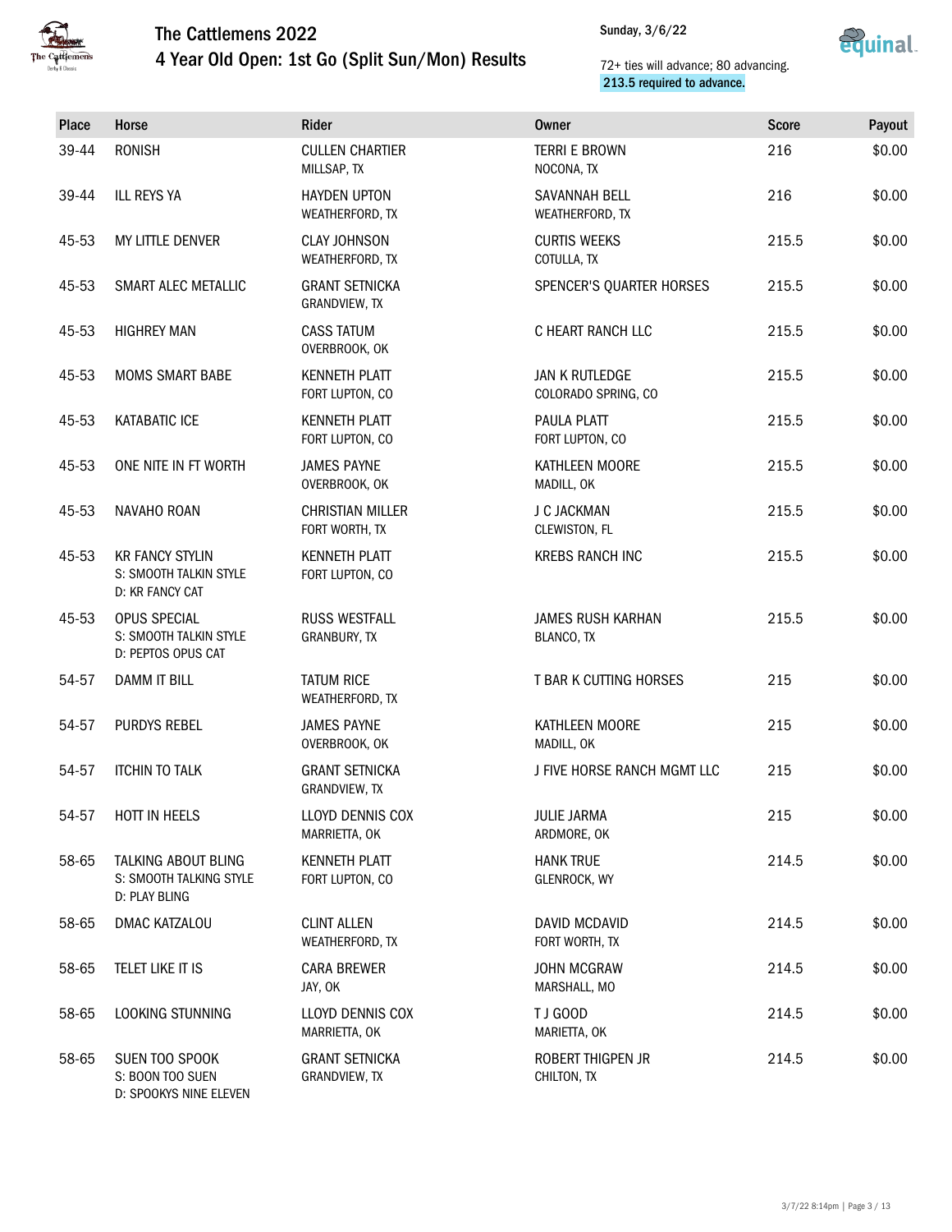# The Cattlemens 2022

## 4 Year Old Open: 1st Go (Split Sun/Mon) Results

Sunday, 3/6/22

72+ ties will advance; 80 advancing.
213.5 required to advance.

| Place | Horse | Rider | Owner | Score | Payout |
|---|---|---|---|---|---|
| 39-44 | RONISH | CULLEN CHARTIER<br>MILLSAP, TX | TERRI E BROWN<br>NOCONA, TX | 216 | $0.00 |
| 39-44 | ILL REYS YA | HAYDEN UPTON<br>WEATHERFORD, TX | SAVANNAH BELL<br>WEATHERFORD, TX | 216 | $0.00 |
| 45-53 | MY LITTLE DENVER | CLAY JOHNSON<br>WEATHERFORD, TX | CURTIS WEEKS<br>COTULLA, TX | 215.5 | $0.00 |
| 45-53 | SMART ALEC METALLIC | GRANT SETNICKA<br>GRANDVIEW, TX | SPENCER'S QUARTER HORSES | 215.5 | $0.00 |
| 45-53 | HIGHREY MAN | CASS TATUM<br>OVERBROOK, OK | C HEART RANCH LLC | 215.5 | $0.00 |
| 45-53 | MOMS SMART BABE | KENNETH PLATT<br>FORT LUPTON, CO | JAN K RUTLEDGE<br>COLORADO SPRING, CO | 215.5 | $0.00 |
| 45-53 | KATABATIC ICE | KENNETH PLATT<br>FORT LUPTON, CO | PAULA PLATT<br>FORT LUPTON, CO | 215.5 | $0.00 |
| 45-53 | ONE NITE IN FT WORTH | JAMES PAYNE<br>OVERBROOK, OK | KATHLEEN MOORE<br>MADILL, OK | 215.5 | $0.00 |
| 45-53 | NAVAHO ROAN | CHRISTIAN MILLER<br>FORT WORTH, TX | J C JACKMAN<br>CLEWISTON, FL | 215.5 | $0.00 |
| 45-53 | KR FANCY STYLIN<br>S: SMOOTH TALKIN STYLE<br>D: KR FANCY CAT | KENNETH PLATT<br>FORT LUPTON, CO | KREBS RANCH INC | 215.5 | $0.00 |
| 45-53 | OPUS SPECIAL<br>S: SMOOTH TALKIN STYLE<br>D: PEPTOS OPUS CAT | RUSS WESTFALL<br>GRANBURY, TX | JAMES RUSH KARHAN<br>BLANCO, TX | 215.5 | $0.00 |
| 54-57 | DAMM IT BILL | TATUM RICE<br>WEATHERFORD, TX | T BAR K CUTTING HORSES | 215 | $0.00 |
| 54-57 | PURDYS REBEL | JAMES PAYNE<br>OVERBROOK, OK | KATHLEEN MOORE<br>MADILL, OK | 215 | $0.00 |
| 54-57 | ITCHIN TO TALK | GRANT SETNICKA<br>GRANDVIEW, TX | J FIVE HORSE RANCH MGMT LLC | 215 | $0.00 |
| 54-57 | HOTT IN HEELS | LLOYD DENNIS COX<br>MARRIETTA, OK | JULIE JARMA<br>ARDMORE, OK | 215 | $0.00 |
| 58-65 | TALKING ABOUT BLING<br>S: SMOOTH TALKING STYLE<br>D: PLAY BLING | KENNETH PLATT<br>FORT LUPTON, CO | HANK TRUE<br>GLENROCK, WY | 214.5 | $0.00 |
| 58-65 | DMAC KATZALOU | CLINT ALLEN<br>WEATHERFORD, TX | DAVID MCDAVID<br>FORT WORTH, TX | 214.5 | $0.00 |
| 58-65 | TELET LIKE IT IS | CARA BREWER<br>JAY, OK | JOHN MCGRAW<br>MARSHALL, MO | 214.5 | $0.00 |
| 58-65 | LOOKING STUNNING | LLOYD DENNIS COX<br>MARRIETTA, OK | T J GOOD<br>MARIETTA, OK | 214.5 | $0.00 |
| 58-65 | SUEN TOO SPOOK<br>S: BOON TOO SUEN<br>D: SPOOKYS NINE ELEVEN | GRANT SETNICKA<br>GRANDVIEW, TX | ROBERT THIGPEN JR<br>CHILTON, TX | 214.5 | $0.00 |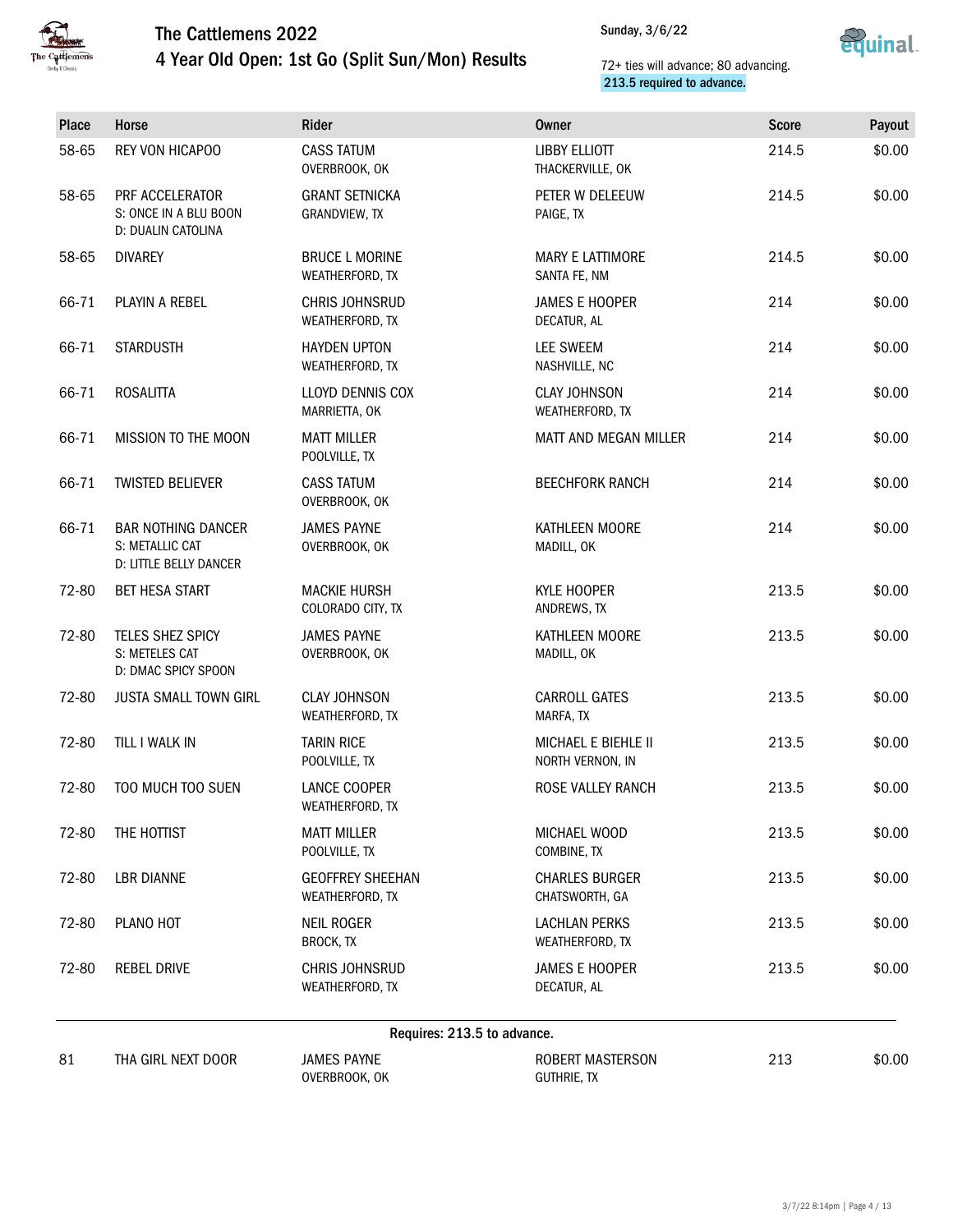# The Cattlemens 2022
## 4 Year Old Open: 1st Go (Split Sun/Mon) Results

Sunday, 3/6/22

72+ ties will advance; 80 advancing.
213.5 required to advance.

| Place | Horse | Rider | Owner | Score | Payout |
|---|---|---|---|---|---|
| 58-65 | REY VON HICAPOO | CASS TATUM<br>OVERBROOK, OK | LIBBY ELLIOTT<br>THACKERVILLE, OK | 214.5 | $0.00 |
| 58-65 | PRF ACCELERATOR<br>S: ONCE IN A BLU BOON<br>D: DUALIN CATOLINA | GRANT SETNICKA<br>GRANDVIEW, TX | PETER W DELEEUW<br>PAIGE, TX | 214.5 | $0.00 |
| 58-65 | DIVAREY | BRUCE L MORINE<br>WEATHERFORD, TX | MARY E LATTIMORE<br>SANTA FE, NM | 214.5 | $0.00 |
| 66-71 | PLAYIN A REBEL | CHRIS JOHNSRUD<br>WEATHERFORD, TX | JAMES E HOOPER<br>DECATUR, AL | 214 | $0.00 |
| 66-71 | STARDUSTH | HAYDEN UPTON<br>WEATHERFORD, TX | LEE SWEEM<br>NASHVILLE, NC | 214 | $0.00 |
| 66-71 | ROSALITTA | LLOYD DENNIS COX<br>MARRIETTA, OK | CLAY JOHNSON<br>WEATHERFORD, TX | 214 | $0.00 |
| 66-71 | MISSION TO THE MOON | MATT MILLER<br>POOLVILLE, TX | MATT AND MEGAN MILLER | 214 | $0.00 |
| 66-71 | TWISTED BELIEVER | CASS TATUM<br>OVERBROOK, OK | BEECHFORK RANCH | 214 | $0.00 |
| 66-71 | BAR NOTHING DANCER<br>S: METALLIC CAT<br>D: LITTLE BELLY DANCER | JAMES PAYNE<br>OVERBROOK, OK | KATHLEEN MOORE<br>MADILL, OK | 214 | $0.00 |
| 72-80 | BET HESA START | MACKIE HURSH<br>COLORADO CITY, TX | KYLE HOOPER<br>ANDREWS, TX | 213.5 | $0.00 |
| 72-80 | TELES SHEZ SPICY<br>S: METELES CAT<br>D: DMAC SPICY SPOON | JAMES PAYNE<br>OVERBROOK, OK | KATHLEEN MOORE<br>MADILL, OK | 213.5 | $0.00 |
| 72-80 | JUSTA SMALL TOWN GIRL | CLAY JOHNSON<br>WEATHERFORD, TX | CARROLL GATES<br>MARFA, TX | 213.5 | $0.00 |
| 72-80 | TILL I WALK IN | TARIN RICE<br>POOLVILLE, TX | MICHAEL E BIEHLE II<br>NORTH VERNON, IN | 213.5 | $0.00 |
| 72-80 | TOO MUCH TOO SUEN | LANCE COOPER<br>WEATHERFORD, TX | ROSE VALLEY RANCH | 213.5 | $0.00 |
| 72-80 | THE HOTTIST | MATT MILLER<br>POOLVILLE, TX | MICHAEL WOOD<br>COMBINE, TX | 213.5 | $0.00 |
| 72-80 | LBR DIANNE | GEOFFREY SHEEHAN<br>WEATHERFORD, TX | CHARLES BURGER<br>CHATSWORTH, GA | 213.5 | $0.00 |
| 72-80 | PLANO HOT | NEIL ROGER<br>BROCK, TX | LACHLAN PERKS<br>WEATHERFORD, TX | 213.5 | $0.00 |
| 72-80 | REBEL DRIVE | CHRIS JOHNSRUD<br>WEATHERFORD, TX | JAMES E HOOPER<br>DECATUR, AL | 213.5 | $0.00 |

Requires: 213.5 to advance.

| Place | Horse | Rider | Owner | Score | Payout |
|---|---|---|---|---|---|
| 81 | THA GIRL NEXT DOOR | JAMES PAYNE<br>OVERBROOK, OK | ROBERT MASTERSON<br>GUTHRIE, TX | 213 | $0.00 |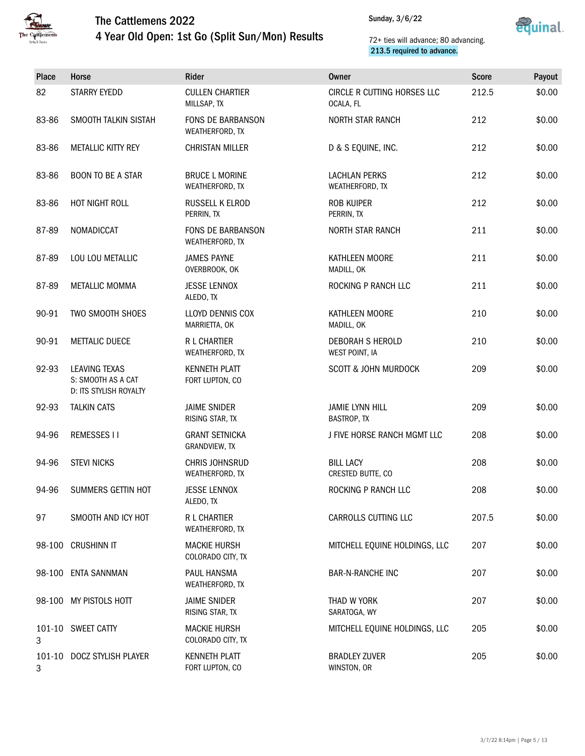# The Cattlemens 2022

## 4 Year Old Open: 1st Go (Split Sun/Mon) Results

Sunday, 3/6/22

72+ ties will advance; 80 advancing.
213.5 required to advance.

| Place | Horse | Rider | Owner | Score | Payout |
|---|---|---|---|---|---|
| 82 | STARRY EYEDD | CULLEN CHARTIER<br>MILLSAP, TX | CIRCLE R CUTTING HORSES LLC<br>OCALA, FL | 212.5 | $0.00 |
| 83-86 | SMOOTH TALKIN SISTAH | FONS DE BARBANSON<br>WEATHERFORD, TX | NORTH STAR RANCH | 212 | $0.00 |
| 83-86 | METALLIC KITTY REY | CHRISTAN MILLER | D & S EQUINE, INC. | 212 | $0.00 |
| 83-86 | BOON TO BE A STAR | BRUCE L MORINE<br>WEATHERFORD, TX | LACHLAN PERKS<br>WEATHERFORD, TX | 212 | $0.00 |
| 83-86 | HOT NIGHT ROLL | RUSSELL K ELROD<br>PERRIN, TX | ROB KUIPER<br>PERRIN, TX | 212 | $0.00 |
| 87-89 | NOMADICCAT | FONS DE BARBANSON<br>WEATHERFORD, TX | NORTH STAR RANCH | 211 | $0.00 |
| 87-89 | LOU LOU METALLIC | JAMES PAYNE<br>OVERBROOK, OK | KATHLEEN MOORE<br>MADILL, OK | 211 | $0.00 |
| 87-89 | METALLIC MOMMA | JESSE LENNOX<br>ALEDO, TX | ROCKING P RANCH LLC | 211 | $0.00 |
| 90-91 | TWO SMOOTH SHOES | LLOYD DENNIS COX<br>MARRIETTA, OK | KATHLEEN MOORE<br>MADILL, OK | 210 | $0.00 |
| 90-91 | METTALIC DUECE | R L CHARTIER<br>WEATHERFORD, TX | DEBORAH S HEROLD<br>WEST POINT, IA | 210 | $0.00 |
| 92-93 | LEAVING TEXAS<br>S: SMOOTH AS A CAT<br>D: ITS STYLISH ROYALTY | KENNETH PLATT<br>FORT LUPTON, CO | SCOTT & JOHN MURDOCK | 209 | $0.00 |
| 92-93 | TALKIN CATS | JAIME SNIDER<br>RISING STAR, TX | JAMIE LYNN HILL<br>BASTROP, TX | 209 | $0.00 |
| 94-96 | REMESSES I I | GRANT SETNICKA<br>GRANDVIEW, TX | J FIVE HORSE RANCH MGMT LLC | 208 | $0.00 |
| 94-96 | STEVI NICKS | CHRIS JOHNSRUD<br>WEATHERFORD, TX | BILL LACY<br>CRESTED BUTTE, CO | 208 | $0.00 |
| 94-96 | SUMMERS GETTIN HOT | JESSE LENNOX<br>ALEDO, TX | ROCKING P RANCH LLC | 208 | $0.00 |
| 97 | SMOOTH AND ICY HOT | R L CHARTIER<br>WEATHERFORD, TX | CARROLLS CUTTING LLC | 207.5 | $0.00 |
| 98-100 | CRUSHINN IT | MACKIE HURSH<br>COLORADO CITY, TX | MITCHELL EQUINE HOLDINGS, LLC | 207 | $0.00 |
| 98-100 | ENTA SANNMAN | PAUL HANSMA<br>WEATHERFORD, TX | BAR-N-RANCHE INC | 207 | $0.00 |
| 98-100 | MY PISTOLS HOTT | JAIME SNIDER<br>RISING STAR, TX | THAD W YORK<br>SARATOGA, WY | 207 | $0.00 |
| 101-103 | SWEET CATTY | MACKIE HURSH<br>COLORADO CITY, TX | MITCHELL EQUINE HOLDINGS, LLC | 205 | $0.00 |
| 101-103 | DOCZ STYLISH PLAYER | KENNETH PLATT<br>FORT LUPTON, CO | BRADLEY ZUVER<br>WINSTON, OR | 205 | $0.00 |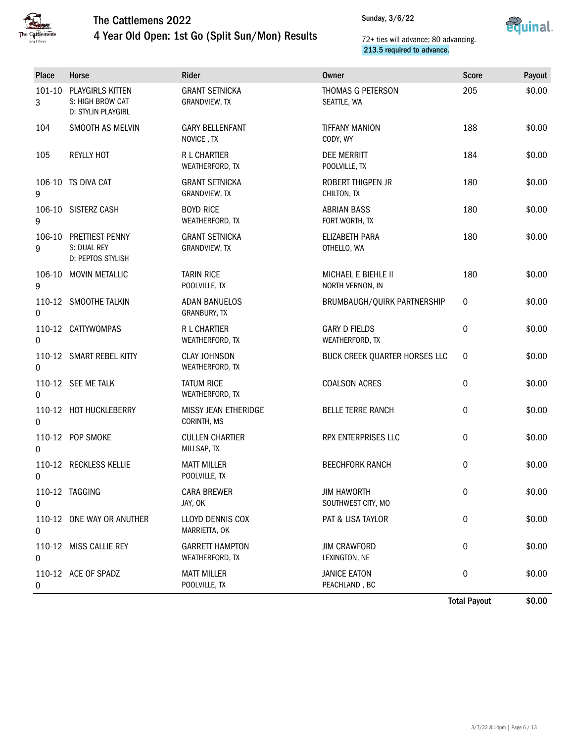# The Cattlemens 2022

## 4 Year Old Open: 1st Go (Split Sun/Mon) Results

Sunday, 3/6/22

72+ ties will advance; 80 advancing.
213.5 required to advance.

| Place | Horse | Rider | Owner | Score | Payout |
|---|---|---|---|---|---|
| 101-103 | PLAYGIRLS KITTEN<br>S: HIGH BROW CAT<br>D: STYLIN PLAYGIRL | GRANT SETNICKA<br>GRANDVIEW, TX | THOMAS G PETERSON<br>SEATTLE, WA | 205 | $0.00 |
| 104 | SMOOTH AS MELVIN | GARY BELLENFANT<br>NOVICE , TX | TIFFANY MANION<br>CODY, WY | 188 | $0.00 |
| 105 | REYLLY HOT | R L CHARTIER<br>WEATHERFORD, TX | DEE MERRITT<br>POOLVILLE, TX | 184 | $0.00 |
| 106-109 | TS DIVA CAT | GRANT SETNICKA<br>GRANDVIEW, TX | ROBERT THIGPEN JR<br>CHILTON, TX | 180 | $0.00 |
| 106-109 | SISTERZ CASH | BOYD RICE<br>WEATHERFORD, TX | ABRIAN BASS<br>FORT WORTH, TX | 180 | $0.00 |
| 106-109 | PRETTIEST PENNY<br>S: DUAL REY<br>D: PEPTOS STYLISH | GRANT SETNICKA<br>GRANDVIEW, TX | ELIZABETH PARA<br>OTHELLO, WA | 180 | $0.00 |
| 106-109 | MOVIN METALLIC | TARIN RICE<br>POOLVILLE, TX | MICHAEL E BIEHLE II<br>NORTH VERNON, IN | 180 | $0.00 |
| 110-120 | SMOOTHE TALKIN | ADAN BANUELOS<br>GRANBURY, TX | BRUMBAUGH/QUIRK PARTNERSHIP | 0 | $0.00 |
| 110-120 | CATTYWOMPAS | R L CHARTIER<br>WEATHERFORD, TX | GARY D FIELDS<br>WEATHERFORD, TX | 0 | $0.00 |
| 110-120 | SMART REBEL KITTY | CLAY JOHNSON<br>WEATHERFORD, TX | BUCK CREEK QUARTER HORSES LLC | 0 | $0.00 |
| 110-120 | SEE ME TALK | TATUM RICE<br>WEATHERFORD, TX | COALSON ACRES | 0 | $0.00 |
| 110-120 | HOT HUCKLEBERRY | MISSY JEAN ETHERIDGE<br>CORINTH, MS | BELLE TERRE RANCH | 0 | $0.00 |
| 110-120 | POP SMOKE | CULLEN CHARTIER<br>MILLSAP, TX | RPX ENTERPRISES LLC | 0 | $0.00 |
| 110-120 | RECKLESS KELLIE | MATT MILLER<br>POOLVILLE, TX | BEECHFORK RANCH | 0 | $0.00 |
| 110-120 | TAGGING | CARA BREWER<br>JAY, OK | JIM HAWORTH<br>SOUTHWEST CITY, MO | 0 | $0.00 |
| 110-120 | ONE WAY OR ANUTHER | LLOYD DENNIS COX<br>MARRIETTA, OK | PAT & LISA TAYLOR | 0 | $0.00 |
| 110-120 | MISS CALLIE REY | GARRETT HAMPTON<br>WEATHERFORD, TX | JIM CRAWFORD<br>LEXINGTON, NE | 0 | $0.00 |
| 110-120 | ACE OF SPADZ | MATT MILLER<br>POOLVILLE, TX | JANICE EATON<br>PEACHLAND , BC | 0 | $0.00 |
| | | | | **Total Payout** | **$0.00** |

3/7/22 8:14pm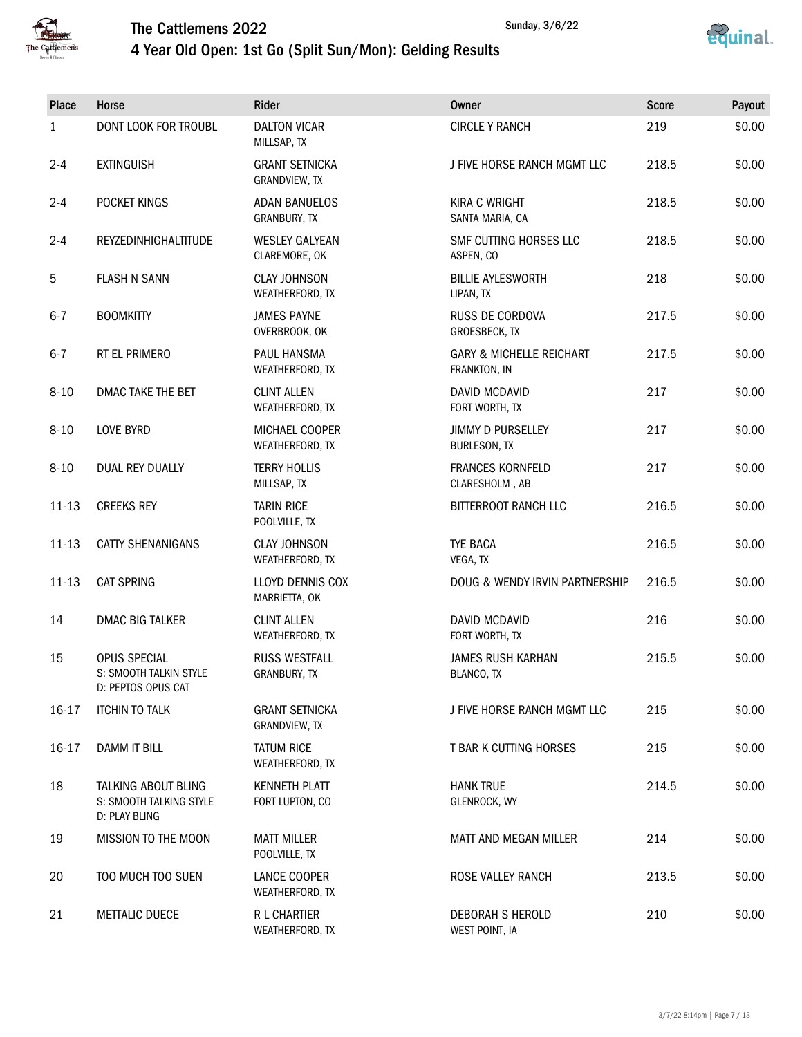# The Cattlemens 2022

## 4 Year Old Open: 1st Go (Split Sun/Mon): Gelding Results

Sunday, 3/6/22

| Place | Horse | Rider | Owner | Score | Payout |
|---|---|---|---|---|---|
| 1 | DONT LOOK FOR TROUBL | DALTON VICAR<br>MILLSAP, TX | CIRCLE Y RANCH | 219 | $0.00 |
| 2-4 | EXTINGUISH | GRANT SETNICKA<br>GRANDVIEW, TX | J FIVE HORSE RANCH MGMT LLC | 218.5 | $0.00 |
| 2-4 | POCKET KINGS | ADAN BANUELOS<br>GRANBURY, TX | KIRA C WRIGHT<br>SANTA MARIA, CA | 218.5 | $0.00 |
| 2-4 | REYZEDINHIGHALTITUDE | WESLEY GALYEAN<br>CLAREMORE, OK | SMF CUTTING HORSES LLC<br>ASPEN, CO | 218.5 | $0.00 |
| 5 | FLASH N SANN | CLAY JOHNSON<br>WEATHERFORD, TX | BILLIE AYLESWORTH<br>LIPAN, TX | 218 | $0.00 |
| 6-7 | BOOMKITTY | JAMES PAYNE<br>OVERBROOK, OK | RUSS DE CORDOVA<br>GROESBECK, TX | 217.5 | $0.00 |
| 6-7 | RT EL PRIMERO | PAUL HANSMA<br>WEATHERFORD, TX | GARY & MICHELLE REICHART<br>FRANKTON, IN | 217.5 | $0.00 |
| 8-10 | DMAC TAKE THE BET | CLINT ALLEN<br>WEATHERFORD, TX | DAVID MCDAVID<br>FORT WORTH, TX | 217 | $0.00 |
| 8-10 | LOVE BYRD | MICHAEL COOPER<br>WEATHERFORD, TX | JIMMY D PURSELLEY<br>BURLESON, TX | 217 | $0.00 |
| 8-10 | DUAL REY DUALLY | TERRY HOLLIS<br>MILLSAP, TX | FRANCES KORNFELD<br>CLARESHOLM , AB | 217 | $0.00 |
| 11-13 | CREEKS REY | TARIN RICE<br>POOLVILLE, TX | BITTERROOT RANCH LLC | 216.5 | $0.00 |
| 11-13 | CATTY SHENANIGANS | CLAY JOHNSON<br>WEATHERFORD, TX | TYE BACA<br>VEGA, TX | 216.5 | $0.00 |
| 11-13 | CAT SPRING | LLOYD DENNIS COX<br>MARRIETTA, OK | DOUG & WENDY IRVIN PARTNERSHIP | 216.5 | $0.00 |
| 14 | DMAC BIG TALKER | CLINT ALLEN<br>WEATHERFORD, TX | DAVID MCDAVID<br>FORT WORTH, TX | 216 | $0.00 |
| 15 | OPUS SPECIAL<br>S: SMOOTH TALKIN STYLE<br>D: PEPTOS OPUS CAT | RUSS WESTFALL<br>GRANBURY, TX | JAMES RUSH KARHAN<br>BLANCO, TX | 215.5 | $0.00 |
| 16-17 | ITCHIN TO TALK | GRANT SETNICKA<br>GRANDVIEW, TX | J FIVE HORSE RANCH MGMT LLC | 215 | $0.00 |
| 16-17 | DAMM IT BILL | TATUM RICE<br>WEATHERFORD, TX | T BAR K CUTTING HORSES | 215 | $0.00 |
| 18 | TALKING ABOUT BLING<br>S: SMOOTH TALKING STYLE<br>D: PLAY BLING | KENNETH PLATT<br>FORT LUPTON, CO | HANK TRUE<br>GLENROCK, WY | 214.5 | $0.00 |
| 19 | MISSION TO THE MOON | MATT MILLER<br>POOLVILLE, TX | MATT AND MEGAN MILLER | 214 | $0.00 |
| 20 | TOO MUCH TOO SUEN | LANCE COOPER<br>WEATHERFORD, TX | ROSE VALLEY RANCH | 213.5 | $0.00 |
| 21 | METTALIC DUECE | R L CHARTIER<br>WEATHERFORD, TX | DEBORAH S HEROLD<br>WEST POINT, IA | 210 | $0.00 |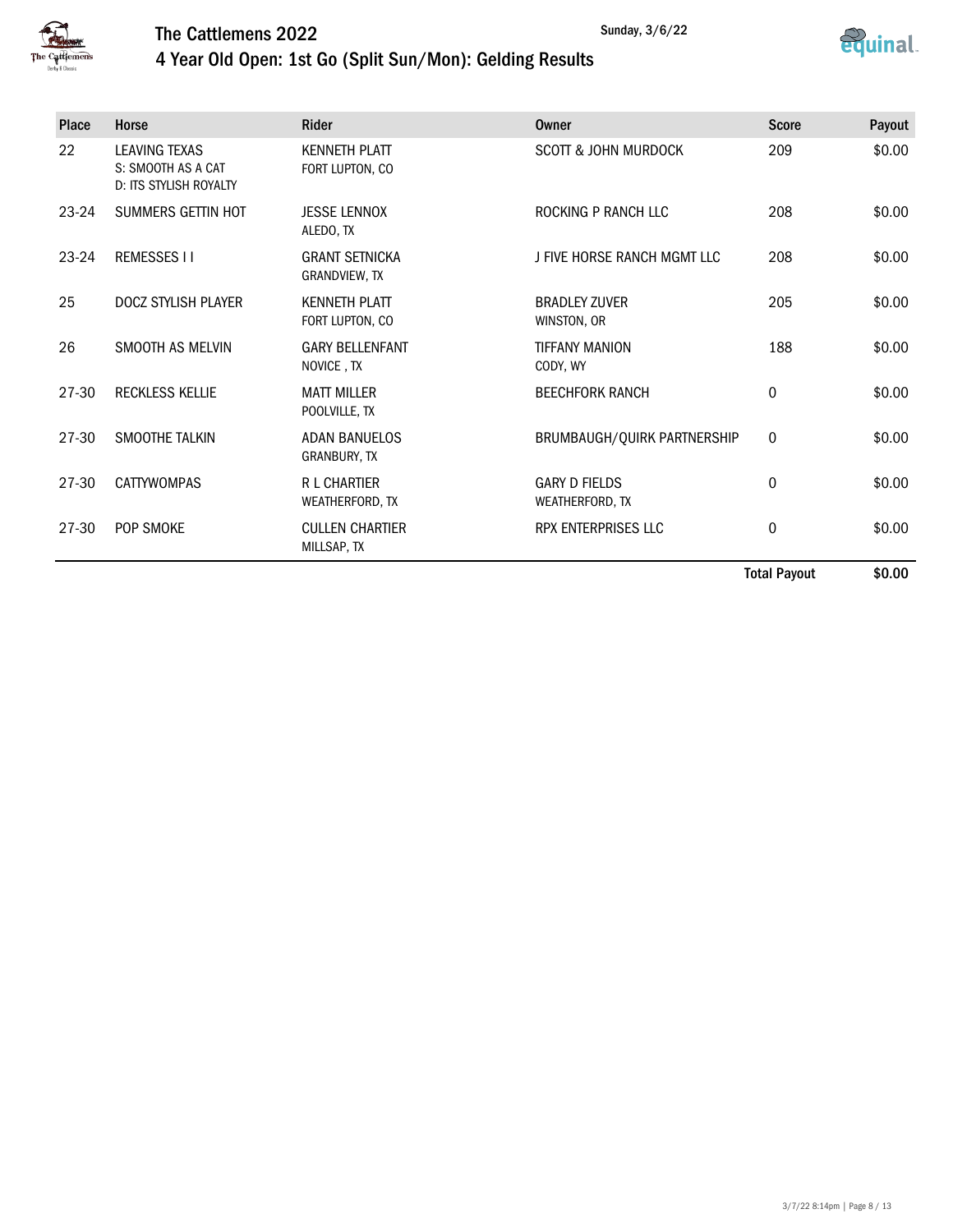# The Cattlemens 2022

## 4 Year Old Open: 1st Go (Split Sun/Mon): Gelding Results

Sunday, 3/6/22

| Place | Horse | Rider | Owner | Score | Payout |
|---|---|---|---|---|---|
| 22 | LEAVING TEXAS<br>S: SMOOTH AS A CAT<br>D: ITS STYLISH ROYALTY | KENNETH PLATT<br>FORT LUPTON, CO | SCOTT & JOHN MURDOCK | 209 | $0.00 |
| 23-24 | SUMMERS GETTIN HOT | JESSE LENNOX<br>ALEDO, TX | ROCKING P RANCH LLC | 208 | $0.00 |
| 23-24 | REMESSES I I | GRANT SETNICKA<br>GRANDVIEW, TX | J FIVE HORSE RANCH MGMT LLC | 208 | $0.00 |
| 25 | DOCZ STYLISH PLAYER | KENNETH PLATT<br>FORT LUPTON, CO | BRADLEY ZUVER<br>WINSTON, OR | 205 | $0.00 |
| 26 | SMOOTH AS MELVIN | GARY BELLENFANT<br>NOVICE , TX | TIFFANY MANION<br>CODY, WY | 188 | $0.00 |
| 27-30 | RECKLESS KELLIE | MATT MILLER<br>POOLVILLE, TX | BEECHFORK RANCH | 0 | $0.00 |
| 27-30 | SMOOTHE TALKIN | ADAN BANUELOS<br>GRANBURY, TX | BRUMBAUGH/QUIRK PARTNERSHIP | 0 | $0.00 |
| 27-30 | CATTYWOMPAS | R L CHARTIER<br>WEATHERFORD, TX | GARY D FIELDS<br>WEATHERFORD, TX | 0 | $0.00 |
| 27-30 | POP SMOKE | CULLEN CHARTIER<br>MILLSAP, TX | RPX ENTERPRISES LLC | 0 | $0.00 |
| | | | | **Total Payout** | **$0.00** |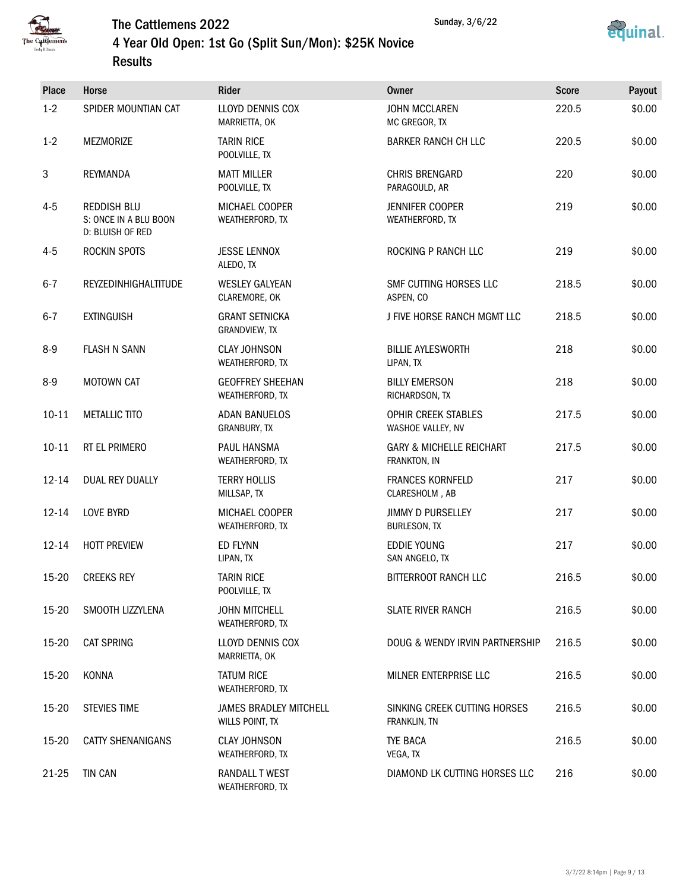# The Cattlemens 2022

## 4 Year Old Open: 1st Go (Split Sun/Mon): $25K Novice

## Results

Sunday, 3/6/22

| Place | Horse | Rider | Owner | Score | Payout |
|---|---|---|---|---|---|
| 1-2 | SPIDER MOUNTIAN CAT | LLOYD DENNIS COX<br>MARRIETTA, OK | JOHN MCCLAREN<br>MC GREGOR, TX | 220.5 | $0.00 |
| 1-2 | MEZMORIZE | TARIN RICE<br>POOLVILLE, TX | BARKER RANCH CH LLC | 220.5 | $0.00 |
| 3 | REYMANDA | MATT MILLER<br>POOLVILLE, TX | CHRIS BRENGARD<br>PARAGOULD, AR | 220 | $0.00 |
| 4-5 | REDDISH BLU<br>S: ONCE IN A BLU BOON<br>D: BLUISH OF RED | MICHAEL COOPER<br>WEATHERFORD, TX | JENNIFER COOPER<br>WEATHERFORD, TX | 219 | $0.00 |
| 4-5 | ROCKIN SPOTS | JESSE LENNOX<br>ALEDO, TX | ROCKING P RANCH LLC | 219 | $0.00 |
| 6-7 | REYZEDINHIGHALTITUDE | WESLEY GALYEAN<br>CLAREMORE, OK | SMF CUTTING HORSES LLC<br>ASPEN, CO | 218.5 | $0.00 |
| 6-7 | EXTINGUISH | GRANT SETNICKA<br>GRANDVIEW, TX | J FIVE HORSE RANCH MGMT LLC | 218.5 | $0.00 |
| 8-9 | FLASH N SANN | CLAY JOHNSON<br>WEATHERFORD, TX | BILLIE AYLESWORTH<br>LIPAN, TX | 218 | $0.00 |
| 8-9 | MOTOWN CAT | GEOFFREY SHEEHAN<br>WEATHERFORD, TX | BILLY EMERSON<br>RICHARDSON, TX | 218 | $0.00 |
| 10-11 | METALLIC TITO | ADAN BANUELOS<br>GRANBURY, TX | OPHIR CREEK STABLES<br>WASHOE VALLEY, NV | 217.5 | $0.00 |
| 10-11 | RT EL PRIMERO | PAUL HANSMA<br>WEATHERFORD, TX | GARY & MICHELLE REICHART<br>FRANKTON, IN | 217.5 | $0.00 |
| 12-14 | DUAL REY DUALLY | TERRY HOLLIS<br>MILLSAP, TX | FRANCES KORNFELD<br>CLARESHOLM , AB | 217 | $0.00 |
| 12-14 | LOVE BYRD | MICHAEL COOPER<br>WEATHERFORD, TX | JIMMY D PURSELLEY<br>BURLESON, TX | 217 | $0.00 |
| 12-14 | HOTT PREVIEW | ED FLYNN<br>LIPAN, TX | EDDIE YOUNG<br>SAN ANGELO, TX | 217 | $0.00 |
| 15-20 | CREEKS REY | TARIN RICE<br>POOLVILLE, TX | BITTERROOT RANCH LLC | 216.5 | $0.00 |
| 15-20 | SMOOTH LIZZYLENA | JOHN MITCHELL<br>WEATHERFORD, TX | SLATE RIVER RANCH | 216.5 | $0.00 |
| 15-20 | CAT SPRING | LLOYD DENNIS COX<br>MARRIETTA, OK | DOUG & WENDY IRVIN PARTNERSHIP | 216.5 | $0.00 |
| 15-20 | KONNA | TATUM RICE<br>WEATHERFORD, TX | MILNER ENTERPRISE LLC | 216.5 | $0.00 |
| 15-20 | STEVIES TIME | JAMES BRADLEY MITCHELL<br>WILLS POINT, TX | SINKING CREEK CUTTING HORSES<br>FRANKLIN, TN | 216.5 | $0.00 |
| 15-20 | CATTY SHENANIGANS | CLAY JOHNSON<br>WEATHERFORD, TX | TYE BACA<br>VEGA, TX | 216.5 | $0.00 |
| 21-25 | TIN CAN | RANDALL T WEST<br>WEATHERFORD, TX | DIAMOND LK CUTTING HORSES LLC | 216 | $0.00 |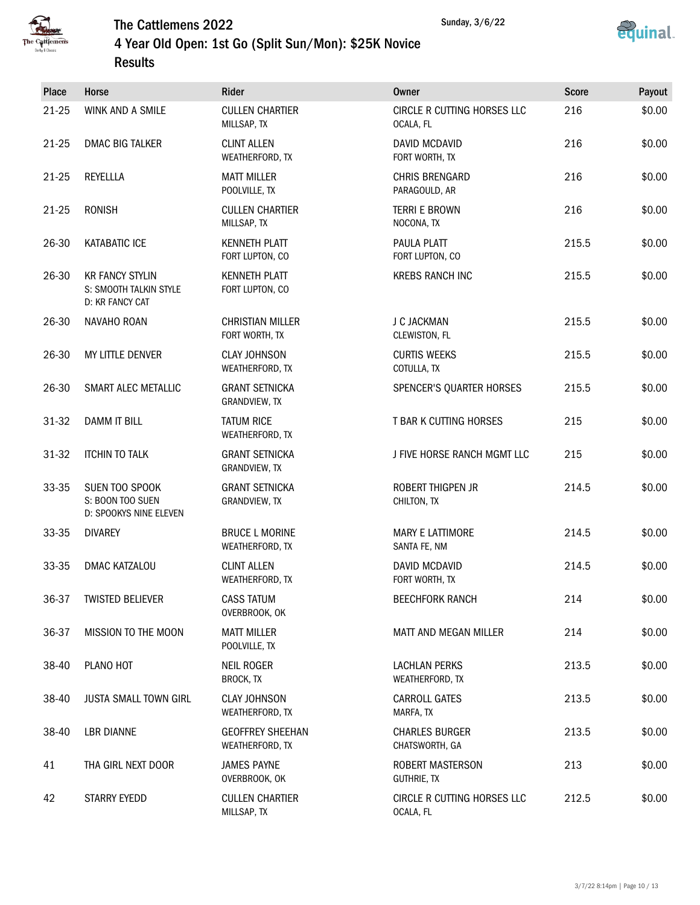# The Cattlemens 2022

## 4 Year Old Open: 1st Go (Split Sun/Mon): $25K Novice

### Results

Sunday, 3/6/22

| Place | Horse | Rider | Owner | Score | Payout |
|---|---|---|---|---|---|
| 21-25 | WINK AND A SMILE | CULLEN CHARTIER MILLSAP, TX | CIRCLE R CUTTING HORSES LLC OCALA, FL | 216 | $0.00 |
| 21-25 | DMAC BIG TALKER | CLINT ALLEN WEATHERFORD, TX | DAVID MCDAVID FORT WORTH, TX | 216 | $0.00 |
| 21-25 | REYELLLA | MATT MILLER POOLVILLE, TX | CHRIS BRENGARD PARAGOULD, AR | 216 | $0.00 |
| 21-25 | RONISH | CULLEN CHARTIER MILLSAP, TX | TERRI E BROWN NOCONA, TX | 216 | $0.00 |
| 26-30 | KATABATIC ICE | KENNETH PLATT FORT LUPTON, CO | PAULA PLATT FORT LUPTON, CO | 215.5 | $0.00 |
| 26-30 | KR FANCY STYLIN S: SMOOTH TALKIN STYLE D: KR FANCY CAT | KENNETH PLATT FORT LUPTON, CO | KREBS RANCH INC | 215.5 | $0.00 |
| 26-30 | NAVAHO ROAN | CHRISTIAN MILLER FORT WORTH, TX | J C JACKMAN CLEWISTON, FL | 215.5 | $0.00 |
| 26-30 | MY LITTLE DENVER | CLAY JOHNSON WEATHERFORD, TX | CURTIS WEEKS COTULLA, TX | 215.5 | $0.00 |
| 26-30 | SMART ALEC METALLIC | GRANT SETNICKA GRANDVIEW, TX | SPENCER'S QUARTER HORSES | 215.5 | $0.00 |
| 31-32 | DAMM IT BILL | TATUM RICE WEATHERFORD, TX | T BAR K CUTTING HORSES | 215 | $0.00 |
| 31-32 | ITCHIN TO TALK | GRANT SETNICKA GRANDVIEW, TX | J FIVE HORSE RANCH MGMT LLC | 215 | $0.00 |
| 33-35 | SUEN TOO SPOOK S: BOON TOO SUEN D: SPOOKYS NINE ELEVEN | GRANT SETNICKA GRANDVIEW, TX | ROBERT THIGPEN JR CHILTON, TX | 214.5 | $0.00 |
| 33-35 | DIVAREY | BRUCE L MORINE WEATHERFORD, TX | MARY E LATTIMORE SANTA FE, NM | 214.5 | $0.00 |
| 33-35 | DMAC KATZALOU | CLINT ALLEN WEATHERFORD, TX | DAVID MCDAVID FORT WORTH, TX | 214.5 | $0.00 |
| 36-37 | TWISTED BELIEVER | CASS TATUM OVERBROOK, OK | BEECHFORK RANCH | 214 | $0.00 |
| 36-37 | MISSION TO THE MOON | MATT MILLER POOLVILLE, TX | MATT AND MEGAN MILLER | 214 | $0.00 |
| 38-40 | PLANO HOT | NEIL ROGER BROCK, TX | LACHLAN PERKS WEATHERFORD, TX | 213.5 | $0.00 |
| 38-40 | JUSTA SMALL TOWN GIRL | CLAY JOHNSON WEATHERFORD, TX | CARROLL GATES MARFA, TX | 213.5 | $0.00 |
| 38-40 | LBR DIANNE | GEOFFREY SHEEHAN WEATHERFORD, TX | CHARLES BURGER CHATSWORTH, GA | 213.5 | $0.00 |
| 41 | THA GIRL NEXT DOOR | JAMES PAYNE OVERBROOK, OK | ROBERT MASTERSON GUTHRIE, TX | 213 | $0.00 |
| 42 | STARRY EYEDD | CULLEN CHARTIER MILLSAP, TX | CIRCLE R CUTTING HORSES LLC OCALA, FL | 212.5 | $0.00 |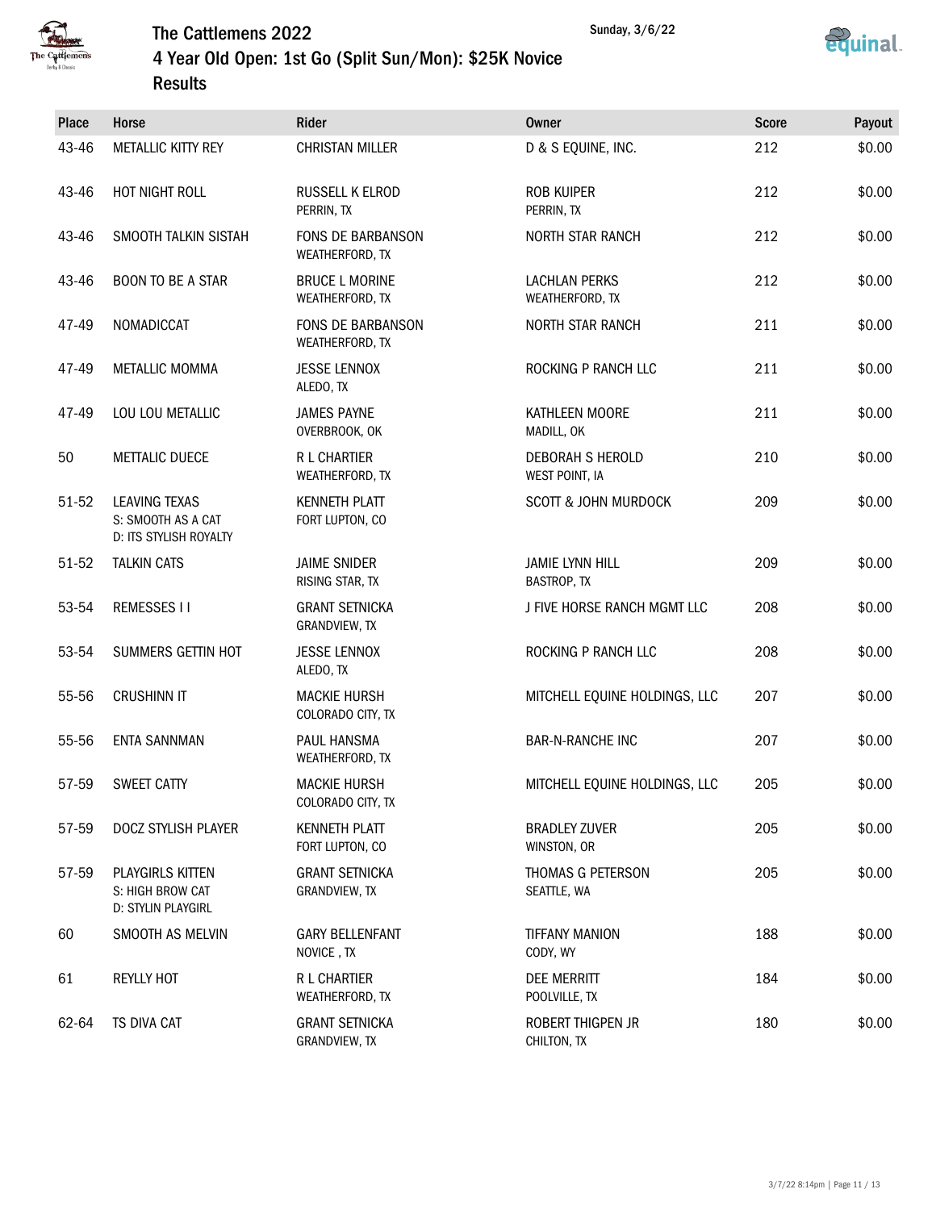# The Cattlemens 2022

## 4 Year Old Open: 1st Go (Split Sun/Mon): $25K Novice

## Results

Sunday, 3/6/22

| Place | Horse | Rider | Owner | Score | Payout |
|---|---|---|---|---|---|
| 43-46 | METALLIC KITTY REY | CHRISTAN MILLER | D & S EQUINE, INC. | 212 | $0.00 |
| 43-46 | HOT NIGHT ROLL | RUSSELL K ELROD<br>PERRIN, TX | ROB KUIPER<br>PERRIN, TX | 212 | $0.00 |
| 43-46 | SMOOTH TALKIN SISTAH | FONS DE BARBANSON<br>WEATHERFORD, TX | NORTH STAR RANCH | 212 | $0.00 |
| 43-46 | BOON TO BE A STAR | BRUCE L MORINE<br>WEATHERFORD, TX | LACHLAN PERKS<br>WEATHERFORD, TX | 212 | $0.00 |
| 47-49 | NOMADICCAT | FONS DE BARBANSON<br>WEATHERFORD, TX | NORTH STAR RANCH | 211 | $0.00 |
| 47-49 | METALLIC MOMMA | JESSE LENNOX<br>ALEDO, TX | ROCKING P RANCH LLC | 211 | $0.00 |
| 47-49 | LOU LOU METALLIC | JAMES PAYNE<br>OVERBROOK, OK | KATHLEEN MOORE<br>MADILL, OK | 211 | $0.00 |
| 50 | METTALIC DUECE | R L CHARTIER<br>WEATHERFORD, TX | DEBORAH S HEROLD<br>WEST POINT, IA | 210 | $0.00 |
| 51-52 | LEAVING TEXAS<br>S: SMOOTH AS A CAT<br>D: ITS STYLISH ROYALTY | KENNETH PLATT<br>FORT LUPTON, CO | SCOTT & JOHN MURDOCK | 209 | $0.00 |
| 51-52 | TALKIN CATS | JAIME SNIDER<br>RISING STAR, TX | JAMIE LYNN HILL<br>BASTROP, TX | 209 | $0.00 |
| 53-54 | REMESSES I I | GRANT SETNICKA<br>GRANDVIEW, TX | J FIVE HORSE RANCH MGMT LLC | 208 | $0.00 |
| 53-54 | SUMMERS GETTIN HOT | JESSE LENNOX<br>ALEDO, TX | ROCKING P RANCH LLC | 208 | $0.00 |
| 55-56 | CRUSHINN IT | MACKIE HURSH<br>COLORADO CITY, TX | MITCHELL EQUINE HOLDINGS, LLC | 207 | $0.00 |
| 55-56 | ENTA SANNMAN | PAUL HANSMA<br>WEATHERFORD, TX | BAR-N-RANCHE INC | 207 | $0.00 |
| 57-59 | SWEET CATTY | MACKIE HURSH<br>COLORADO CITY, TX | MITCHELL EQUINE HOLDINGS, LLC | 205 | $0.00 |
| 57-59 | DOCZ STYLISH PLAYER | KENNETH PLATT<br>FORT LUPTON, CO | BRADLEY ZUVER<br>WINSTON, OR | 205 | $0.00 |
| 57-59 | PLAYGIRLS KITTEN<br>S: HIGH BROW CAT<br>D: STYLIN PLAYGIRL | GRANT SETNICKA<br>GRANDVIEW, TX | THOMAS G PETERSON<br>SEATTLE, WA | 205 | $0.00 |
| 60 | SMOOTH AS MELVIN | GARY BELLENFANT<br>NOVICE , TX | TIFFANY MANION<br>CODY, WY | 188 | $0.00 |
| 61 | REYLLY HOT | R L CHARTIER<br>WEATHERFORD, TX | DEE MERRITT<br>POOLVILLE, TX | 184 | $0.00 |
| 62-64 | TS DIVA CAT | GRANT SETNICKA<br>GRANDVIEW, TX | ROBERT THIGPEN JR<br>CHILTON, TX | 180 | $0.00 |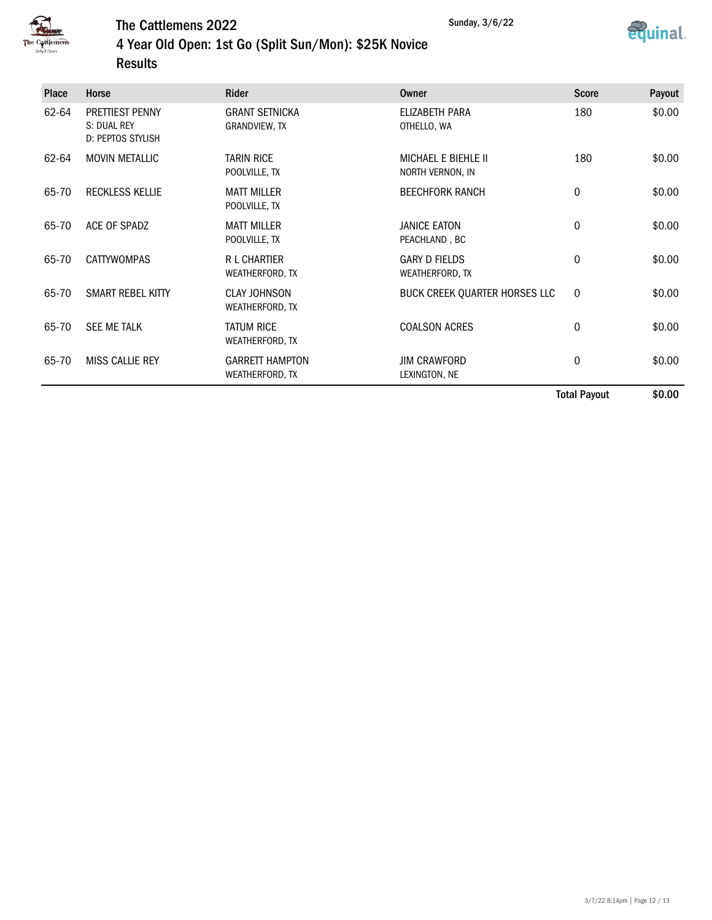# The Cattlemens 2022

## 4 Year Old Open: 1st Go (Split Sun/Mon): $25K Novice

### Results

Sunday, 3/6/22

| Place | Horse | Rider | Owner | Score | Payout |
|---|---|---|---|---|---|
| 62-64 | PRETTIEST PENNY<br>S: DUAL REY<br>D: PEPTOS STYLISH | GRANT SETNICKA<br>GRANDVIEW, TX | ELIZABETH PARA<br>OTHELLO, WA | 180 | $0.00 |
| 62-64 | MOVIN METALLIC | TARIN RICE<br>POOLVILLE, TX | MICHAEL E BIEHLE II<br>NORTH VERNON, IN | 180 | $0.00 |
| 65-70 | RECKLESS KELLIE | MATT MILLER<br>POOLVILLE, TX | BEECHFORK RANCH | 0 | $0.00 |
| 65-70 | ACE OF SPADZ | MATT MILLER<br>POOLVILLE, TX | JANICE EATON<br>PEACHLAND , BC | 0 | $0.00 |
| 65-70 | CATTYWOMPAS | R L CHARTIER<br>WEATHERFORD, TX | GARY D FIELDS<br>WEATHERFORD, TX | 0 | $0.00 |
| 65-70 | SMART REBEL KITTY | CLAY JOHNSON<br>WEATHERFORD, TX | BUCK CREEK QUARTER HORSES LLC | 0 | $0.00 |
| 65-70 | SEE ME TALK | TATUM RICE<br>WEATHERFORD, TX | COALSON ACRES | 0 | $0.00 |
| 65-70 | MISS CALLIE REY | GARRETT HAMPTON<br>WEATHERFORD, TX | JIM CRAWFORD<br>LEXINGTON, NE | 0 | $0.00 |
| | | | | **Total Payout** | **$0.00** |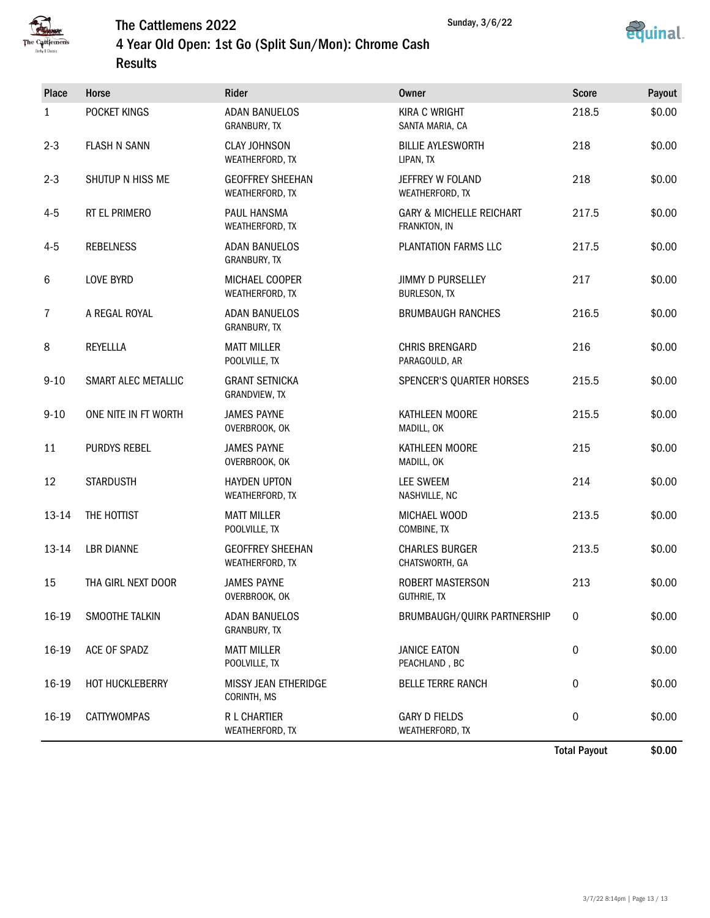# The Cattlemens 2022

## 4 Year Old Open: 1st Go (Split Sun/Mon): Chrome Cash

## Results

Sunday, 3/6/22

| Place | Horse | Rider | Owner | Score | Payout |
|---|---|---|---|---|---|
| 1 | POCKET KINGS | ADAN BANUELOS<br>GRANBURY, TX | KIRA C WRIGHT<br>SANTA MARIA, CA | 218.5 | $0.00 |
| 2-3 | FLASH N SANN | CLAY JOHNSON<br>WEATHERFORD, TX | BILLIE AYLESWORTH<br>LIPAN, TX | 218 | $0.00 |
| 2-3 | SHUTUP N HISS ME | GEOFFREY SHEEHAN<br>WEATHERFORD, TX | JEFFREY W FOLAND<br>WEATHERFORD, TX | 218 | $0.00 |
| 4-5 | RT EL PRIMERO | PAUL HANSMA<br>WEATHERFORD, TX | GARY & MICHELLE REICHART<br>FRANKTON, IN | 217.5 | $0.00 |
| 4-5 | REBELNESS | ADAN BANUELOS<br>GRANBURY, TX | PLANTATION FARMS LLC | 217.5 | $0.00 |
| 6 | LOVE BYRD | MICHAEL COOPER<br>WEATHERFORD, TX | JIMMY D PURSELLEY<br>BURLESON, TX | 217 | $0.00 |
| 7 | A REGAL ROYAL | ADAN BANUELOS<br>GRANBURY, TX | BRUMBAUGH RANCHES | 216.5 | $0.00 |
| 8 | REYELLLA | MATT MILLER<br>POOLVILLE, TX | CHRIS BRENGARD<br>PARAGOULD, AR | 216 | $0.00 |
| 9-10 | SMART ALEC METALLIC | GRANT SETNICKA<br>GRANDVIEW, TX | SPENCER'S QUARTER HORSES | 215.5 | $0.00 |
| 9-10 | ONE NITE IN FT WORTH | JAMES PAYNE<br>OVERBROOK, OK | KATHLEEN MOORE<br>MADILL, OK | 215.5 | $0.00 |
| 11 | PURDYS REBEL | JAMES PAYNE<br>OVERBROOK, OK | KATHLEEN MOORE<br>MADILL, OK | 215 | $0.00 |
| 12 | STARDUSTH | HAYDEN UPTON<br>WEATHERFORD, TX | LEE SWEEM<br>NASHVILLE, NC | 214 | $0.00 |
| 13-14 | THE HOTTIST | MATT MILLER<br>POOLVILLE, TX | MICHAEL WOOD<br>COMBINE, TX | 213.5 | $0.00 |
| 13-14 | LBR DIANNE | GEOFFREY SHEEHAN<br>WEATHERFORD, TX | CHARLES BURGER<br>CHATSWORTH, GA | 213.5 | $0.00 |
| 15 | THA GIRL NEXT DOOR | JAMES PAYNE<br>OVERBROOK, OK | ROBERT MASTERSON<br>GUTHRIE, TX | 213 | $0.00 |
| 16-19 | SMOOTHE TALKIN | ADAN BANUELOS<br>GRANBURY, TX | BRUMBAUGH/QUIRK PARTNERSHIP | 0 | $0.00 |
| 16-19 | ACE OF SPADZ | MATT MILLER<br>POOLVILLE, TX | JANICE EATON<br>PEACHLAND , BC | 0 | $0.00 |
| 16-19 | HOT HUCKLEBERRY | MISSY JEAN ETHERIDGE<br>CORINTH, MS | BELLE TERRE RANCH | 0 | $0.00 |
| 16-19 | CATTYWOMPAS | R L CHARTIER<br>WEATHERFORD, TX | GARY D FIELDS<br>WEATHERFORD, TX | 0 | $0.00 |
| | | | | **Total Payout** | **$0.00** |